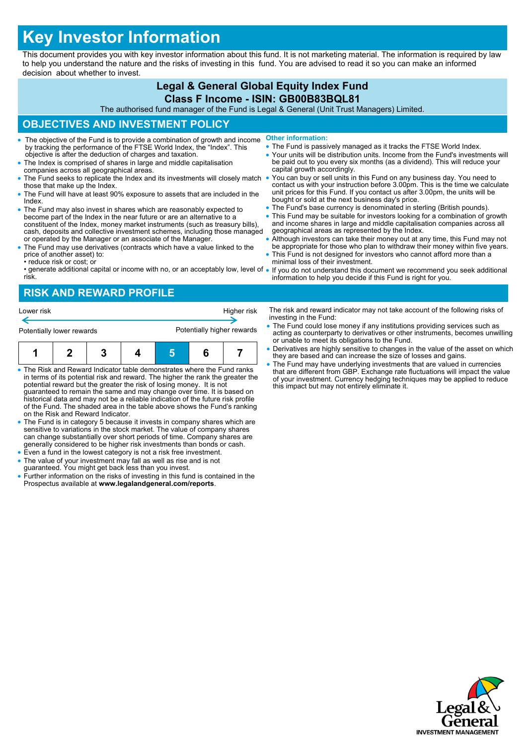# Key Investor Information

This document provides you with key investor information about this fund. It is not marketing material. The information is required by law to help you understand the nature and the risks of investing in this fund. You are advised to read it so you can make an informed decision about whether to invest.

### Legal & General Global Equity Index Fund
### Class F Income - ISIN: GB00B83BQL81

The authorised fund manager of the Fund is Legal & General (Unit Trust Managers) Limited.

## OBJECTIVES AND INVESTMENT POLICY

- The objective of the Fund is to provide a combination of growth and income by tracking the performance of the FTSE World Index, the "Index". This objective is after the deduction of charges and taxation.
- The Index is comprised of shares in large and middle capitalisation companies across all geographical areas.
- The Fund seeks to replicate the Index and its investments will closely match those that make up the Index.
- The Fund will have at least 90% exposure to assets that are included in the Index.
- The Fund may also invest in shares which are reasonably expected to become part of the Index in the near future or are an alternative to a constituent of the Index, money market instruments (such as treasury bills), cash, deposits and collective investment schemes, including those managed or operated by the Manager or an associate of the Manager.
- The Fund may use derivatives (contracts which have a value linked to the price of another asset) to:
  - • reduce risk or cost; or
  - • generate additional capital or income with no, or an acceptably low, level of risk.

**Other information:**

- The Fund is passively managed as it tracks the FTSE World Index.
- Your units will be distribution units. Income from the Fund's investments will be paid out to you every six months (as a dividend). This will reduce your capital growth accordingly.
- You can buy or sell units in this Fund on any business day. You need to contact us with your instruction before 3.00pm. This is the time we calculate unit prices for this Fund. If you contact us after 3.00pm, the units will be bought or sold at the next business day's price.
- The Fund's base currency is denominated in sterling (British pounds).
- This Fund may be suitable for investors looking for a combination of growth and income shares in large and middle capitalisation companies across all geographical areas as represented by the Index.
- Although investors can take their money out at any time, this Fund may not be appropriate for those who plan to withdraw their money within five years.
- This Fund is not designed for investors who cannot afford more than a minimal loss of their investment.
- If you do not understand this document we recommend you seek additional information to help you decide if this Fund is right for you.

## RISK AND REWARD PROFILE

Lower risk ← → Higher risk

Potentially lower rewards — Potentially higher rewards

| 1 | 2 | 3 | 4 | **5** | 6 | 7 |
|---|---|---|---|---|---|---|

- The Risk and Reward Indicator table demonstrates where the Fund ranks in terms of its potential risk and reward. The higher the rank the greater the potential reward but the greater the risk of losing money. It is not guaranteed to remain the same and may change over time. It is based on historical data and may not be a reliable indication of the future risk profile of the Fund. The shaded area in the table above shows the Fund's ranking on the Risk and Reward Indicator.
- The Fund is in category 5 because it invests in company shares which are sensitive to variations in the stock market. The value of company shares can change substantially over short periods of time. Company shares are generally considered to be higher risk investments than bonds or cash.
- Even a fund in the lowest category is not a risk free investment.
- The value of your investment may fall as well as rise and is not guaranteed. You might get back less than you invest.
- Further information on the risks of investing in this fund is contained in the Prospectus available at **www.legalandgeneral.com/reports**.

The risk and reward indicator may not take account of the following risks of investing in the Fund:

- The Fund could lose money if any institutions providing services such as acting as counterparty to derivatives or other instruments, becomes unwilling or unable to meet its obligations to the Fund.
- Derivatives are highly sensitive to changes in the value of the asset on which they are based and can increase the size of losses and gains.
- The Fund may have underlying investments that are valued in currencies that are different from GBP. Exchange rate fluctuations will impact the value of your investment. Currency hedging techniques may be applied to reduce this impact but may not entirely eliminate it.

Legal & General INVESTMENT MANAGEMENT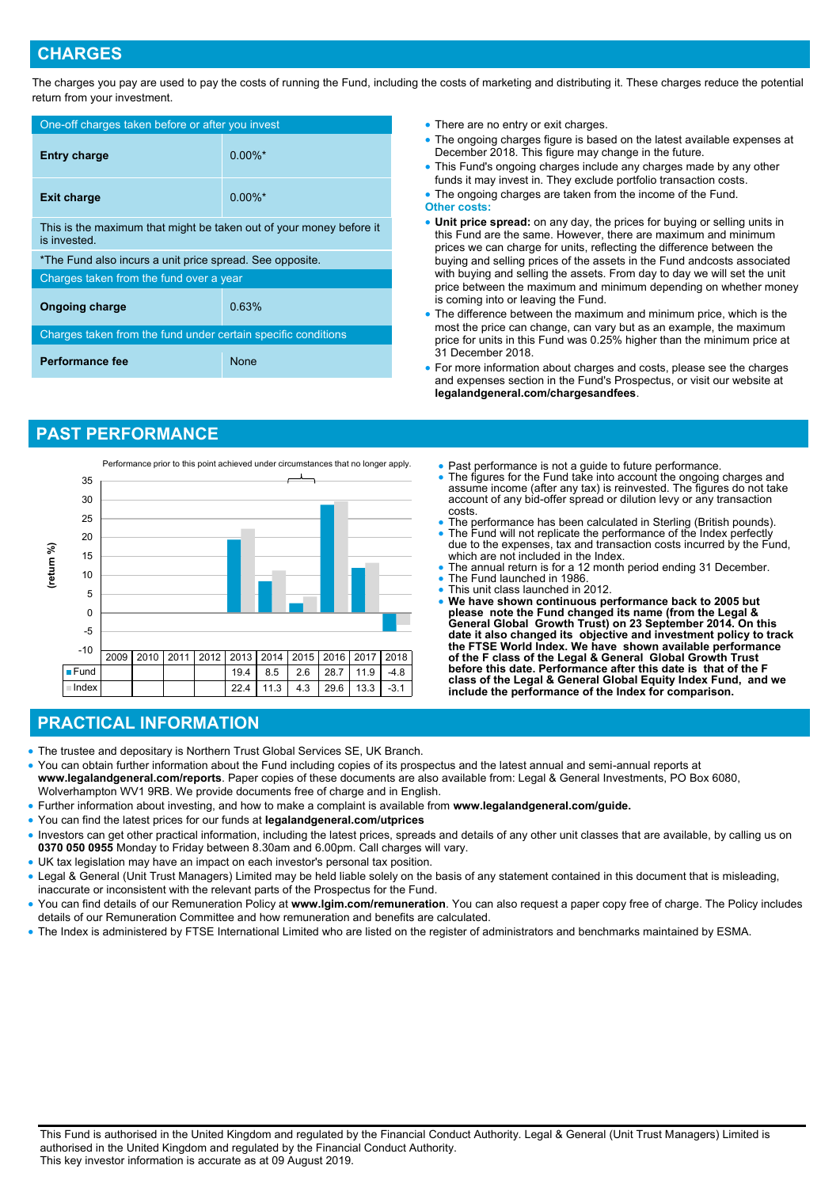## CHARGES

The charges you pay are used to pay the costs of running the Fund, including the costs of marketing and distributing it. These charges reduce the potential return from your investment.

| One-off charges taken before or after you invest | |
|---|---|
| **Entry charge** | 0.00%* |
| **Exit charge** | 0.00%* |
| This is the maximum that might be taken out of your money before it is invested. | |
| *The Fund also incurs a unit price spread. See opposite. | |
| Charges taken from the fund over a year | |
| **Ongoing charge** | 0.63% |
| Charges taken from the fund under certain specific conditions | |
| **Performance fee** | None |

- There are no entry or exit charges.
- The ongoing charges figure is based on the latest available expenses at December 2018. This figure may change in the future.
- This Fund's ongoing charges include any charges made by any other funds it may invest in. They exclude portfolio transaction costs.
- The ongoing charges are taken from the income of the Fund.

**Other costs:**

- **Unit price spread:** on any day, the prices for buying or selling units in this Fund are the same. However, there are maximum and minimum prices we can charge for units, reflecting the difference between the buying and selling prices of the assets in the Fund andcosts associated with buying and selling the assets. From day to day we will set the unit price between the maximum and minimum depending on whether money is coming into or leaving the Fund.
- The difference between the maximum and minimum price, which is the most the price can change, can vary but as an example, the maximum price for units in this Fund was 0.25% higher than the minimum price at 31 December 2018.
- For more information about charges and costs, please see the charges and expenses section in the Fund's Prospectus, or visit our website at **legalandgeneral.com/chargesandfees**.

## PAST PERFORMANCE

Performance prior to this point achieved under circumstances that no longer apply.

(return %)

35
30
25
20
15
10
5
0
-5
-10

2009 2010 2011 2012 2013 2014 2015 2016 2017 2018

Fund: 19.4 8.5 2.6 28.7 11.9 -4.8

Index: 22.4 11.3 4.3 29.6 13.3 -3.1

- Past performance is not a guide to future performance.
- The figures for the Fund take into account the ongoing charges and assume income (after any tax) is reinvested. The figures do not take account of any bid-offer spread or dilution levy or any transaction costs.
- The performance has been calculated in Sterling (British pounds).
- The Fund will not replicate the performance of the Index perfectly due to the expenses, tax and transaction costs incurred by the Fund, which are not included in the Index.
- The annual return is for a 12 month period ending 31 December.
- The Fund launched in 1986.
- This unit class launched in 2012.
- **We have shown continuous performance back to 2005 but please note the Fund changed its name (from the Legal & General Global Growth Trust) on 23 September 2014. On this date it also changed its objective and investment policy to track the FTSE World Index. We have shown available performance of the F class of the Legal & General Global Growth Trust before this date. Performance after this date is that of the F class of the Legal & General Global Equity Index Fund, and we include the performance of the Index for comparison.**

## PRACTICAL INFORMATION

- The trustee and depositary is Northern Trust Global Services SE, UK Branch.
- You can obtain further information about the Fund including copies of its prospectus and the latest annual and semi-annual reports at **www.legalandgeneral.com/reports**. Paper copies of these documents are also available from: Legal & General Investments, PO Box 6080, Wolverhampton WV1 9RB. We provide documents free of charge and in English.
- Further information about investing, and how to make a complaint is available from **www.legalandgeneral.com/guide.**
- You can find the latest prices for our funds at **legalandgeneral.com/utprices**
- Investors can get other practical information, including the latest prices, spreads and details of any other unit classes that are available, by calling us on **0370 050 0955** Monday to Friday between 8.30am and 6.00pm. Call charges will vary.
- UK tax legislation may have an impact on each investor's personal tax position.
- Legal & General (Unit Trust Managers) Limited may be held liable solely on the basis of any statement contained in this document that is misleading, inaccurate or inconsistent with the relevant parts of the Prospectus for the Fund.
- You can find details of our Remuneration Policy at **www.lgim.com/remuneration**. You can also request a paper copy free of charge. The Policy includes details of our Remuneration Committee and how remuneration and benefits are calculated.
- The Index is administered by FTSE International Limited who are listed on the register of administrators and benchmarks maintained by ESMA.

This Fund is authorised in the United Kingdom and regulated by the Financial Conduct Authority. Legal & General (Unit Trust Managers) Limited is authorised in the United Kingdom and regulated by the Financial Conduct Authority.
This key investor information is accurate as at 09 August 2019.